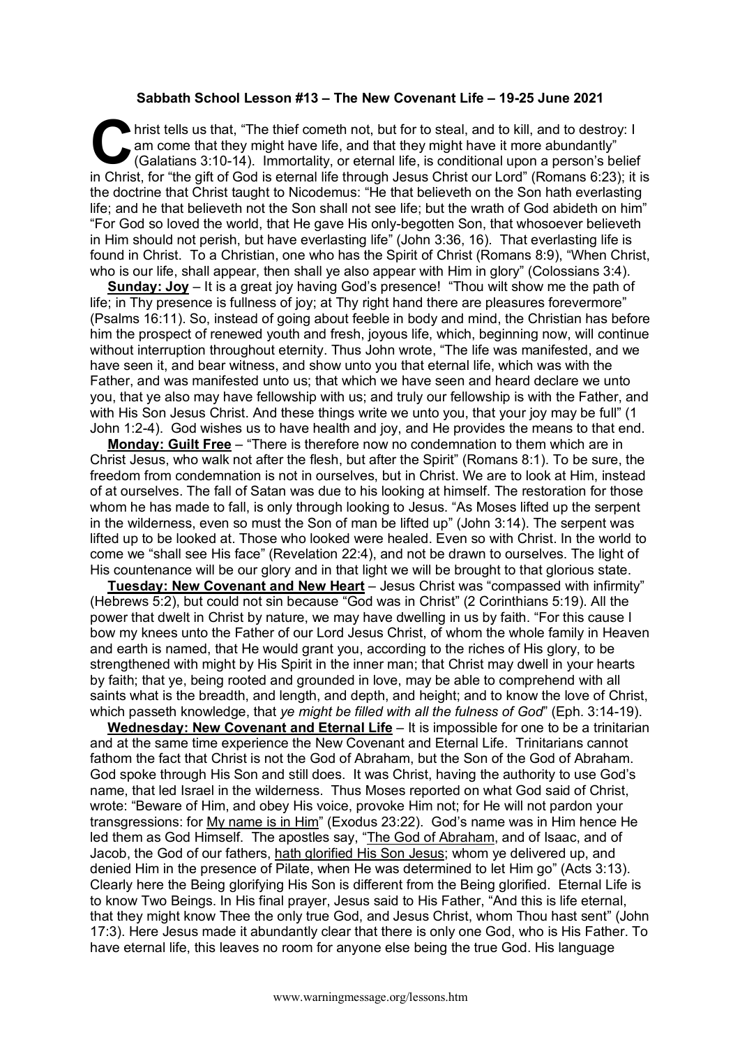**Sabbath School Lesson #13 – The New Covenant Life – 19-25 June 2021**

Christ tells us that, "The thief cometh not, but for to steal, and to kill, and to destroy: I am come that they might have life, and that they might have it more abundantly" (Galatians 3:10-14). Immortality, or eternal life, is conditional upon a person's belief in Christ, for "the gift of God is eternal life through Jesus Christ our Lord" (Romans 6:23); it is the doctrine that Christ taught to Nicodemus: "He that believeth on the Son hath everlasting life; and he that believeth not the Son shall not see life; but the wrath of God abideth on him" "For God so loved the world, that He gave His only-begotten Son, that whosoever believeth in Him should not perish, but have everlasting life" (John 3:36, 16). That everlasting life is found in Christ. To a Christian, one who has the Spirit of Christ (Romans 8:9), "When Christ, who is our life, shall appear, then shall ye also appear with Him in glory" (Colossians 3:4).

**Sunday: Joy** – It is a great joy having God's presence! "Thou wilt show me the path of life; in Thy presence is fullness of joy; at Thy right hand there are pleasures forevermore" (Psalms 16:11). So, instead of going about feeble in body and mind, the Christian has before him the prospect of renewed youth and fresh, joyous life, which, beginning now, will continue without interruption throughout eternity. Thus John wrote, "The life was manifested, and we have seen it, and bear witness, and show unto you that eternal life, which was with the Father, and was manifested unto us; that which we have seen and heard declare we unto you, that ye also may have fellowship with us; and truly our fellowship is with the Father, and with His Son Jesus Christ. And these things write we unto you, that your joy may be full" (1 John 1:2-4). God wishes us to have health and joy, and He provides the means to that end.

**Monday: Guilt Free** – "There is therefore now no condemnation to them which are in Christ Jesus, who walk not after the flesh, but after the Spirit" (Romans 8:1). To be sure, the freedom from condemnation is not in ourselves, but in Christ. We are to look at Him, instead of at ourselves. The fall of Satan was due to his looking at himself. The restoration for those whom he has made to fall, is only through looking to Jesus. "As Moses lifted up the serpent in the wilderness, even so must the Son of man be lifted up" (John 3:14). The serpent was lifted up to be looked at. Those who looked were healed. Even so with Christ. In the world to come we "shall see His face" (Revelation 22:4), and not be drawn to ourselves. The light of His countenance will be our glory and in that light we will be brought to that glorious state.

**Tuesday: New Covenant and New Heart** – Jesus Christ was "compassed with infirmity" (Hebrews 5:2), but could not sin because "God was in Christ" (2 Corinthians 5:19). All the power that dwelt in Christ by nature, we may have dwelling in us by faith. "For this cause I bow my knees unto the Father of our Lord Jesus Christ, of whom the whole family in Heaven and earth is named, that He would grant you, according to the riches of His glory, to be strengthened with might by His Spirit in the inner man; that Christ may dwell in your hearts by faith; that ye, being rooted and grounded in love, may be able to comprehend with all saints what is the breadth, and length, and depth, and height; and to know the love of Christ, which passeth knowledge, that *ye might be filled with all the fulness of God*" (Eph. 3:14-19).

**Wednesday: New Covenant and Eternal Life** – It is impossible for one to be a trinitarian and at the same time experience the New Covenant and Eternal Life. Trinitarians cannot fathom the fact that Christ is not the God of Abraham, but the Son of the God of Abraham. God spoke through His Son and still does. It was Christ, having the authority to use God's name, that led Israel in the wilderness. Thus Moses reported on what God said of Christ, wrote: "Beware of Him, and obey His voice, provoke Him not; for He will not pardon your transgressions: for <u>My name is in Him</u>" (Exodus 23:22). God's name was in Him hence He led them as God Himself. The apostles say, "<u>The God of Abraham</u>, and of Isaac, and of Jacob, the God of our fathers, <u>hath glorified His Son Jesus</u>; whom ye delivered up, and denied Him in the presence of Pilate, when He was determined to let Him go" (Acts 3:13). Clearly here the Being glorifying His Son is different from the Being glorified. Eternal Life is to know Two Beings. In His final prayer, Jesus said to His Father, "And this is life eternal, that they might know Thee the only true God, and Jesus Christ, whom Thou hast sent" (John 17:3). Here Jesus made it abundantly clear that there is only one God, who is His Father. To have eternal life, this leaves no room for anyone else being the true God. His language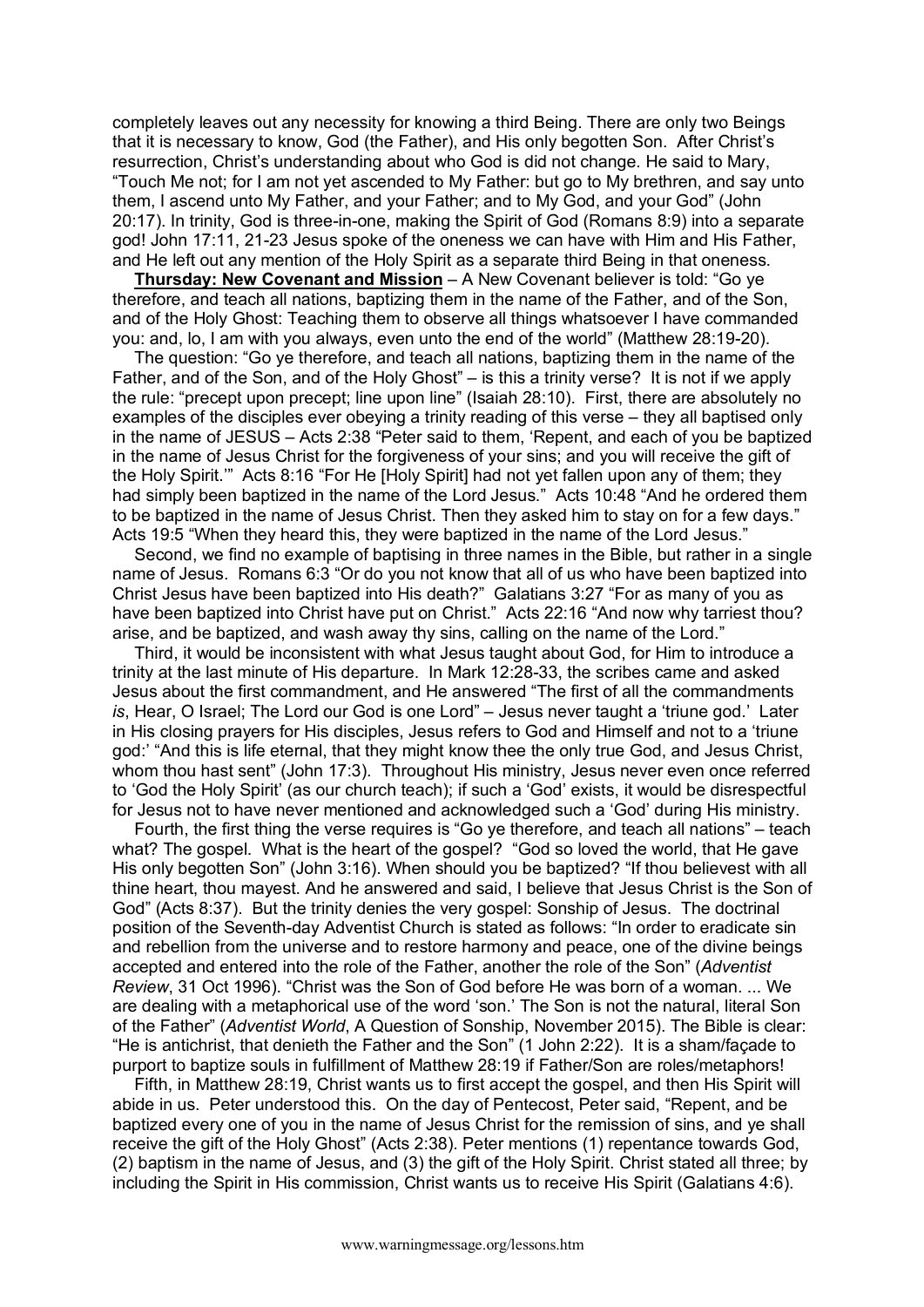completely leaves out any necessity for knowing a third Being. There are only two Beings that it is necessary to know, God (the Father), and His only begotten Son. After Christ's resurrection, Christ's understanding about who God is did not change. He said to Mary, "Touch Me not; for I am not yet ascended to My Father: but go to My brethren, and say unto them, I ascend unto My Father, and your Father; and to My God, and your God" (John 20:17). In trinity, God is three-in-one, making the Spirit of God (Romans 8:9) into a separate god! John 17:11, 21-23 Jesus spoke of the oneness we can have with Him and His Father, and He left out any mention of the Holy Spirit as a separate third Being in that oneness.

**Thursday: New Covenant and Mission** – A New Covenant believer is told: "Go ye therefore, and teach all nations, baptizing them in the name of the Father, and of the Son, and of the Holy Ghost: Teaching them to observe all things whatsoever I have commanded you: and, lo, I am with you always, even unto the end of the world" (Matthew 28:19-20).

The question: "Go ye therefore, and teach all nations, baptizing them in the name of the Father, and of the Son, and of the Holy Ghost" – is this a trinity verse? It is not if we apply the rule: "precept upon precept; line upon line" (Isaiah 28:10). First, there are absolutely no examples of the disciples ever obeying a trinity reading of this verse – they all baptised only in the name of JESUS – Acts 2:38 "Peter said to them, 'Repent, and each of you be baptized in the name of Jesus Christ for the forgiveness of your sins; and you will receive the gift of the Holy Spirit.'" Acts 8:16 "For He [Holy Spirit] had not yet fallen upon any of them; they had simply been baptized in the name of the Lord Jesus." Acts 10:48 "And he ordered them to be baptized in the name of Jesus Christ. Then they asked him to stay on for a few days." Acts 19:5 "When they heard this, they were baptized in the name of the Lord Jesus."

Second, we find no example of baptising in three names in the Bible, but rather in a single name of Jesus. Romans 6:3 "Or do you not know that all of us who have been baptized into Christ Jesus have been baptized into His death?" Galatians 3:27 "For as many of you as have been baptized into Christ have put on Christ." Acts 22:16 "And now why tarriest thou? arise, and be baptized, and wash away thy sins, calling on the name of the Lord."

Third, it would be inconsistent with what Jesus taught about God, for Him to introduce a trinity at the last minute of His departure. In Mark 12:28-33, the scribes came and asked Jesus about the first commandment, and He answered "The first of all the commandments *is*, Hear, O Israel; The Lord our God is one Lord" – Jesus never taught a 'triune god.' Later in His closing prayers for His disciples, Jesus refers to God and Himself and not to a 'triune god:' "And this is life eternal, that they might know thee the only true God, and Jesus Christ, whom thou hast sent" (John 17:3). Throughout His ministry, Jesus never even once referred to 'God the Holy Spirit' (as our church teach); if such a 'God' exists, it would be disrespectful for Jesus not to have never mentioned and acknowledged such a 'God' during His ministry.

Fourth, the first thing the verse requires is "Go ye therefore, and teach all nations" – teach what? The gospel. What is the heart of the gospel? "God so loved the world, that He gave His only begotten Son" (John 3:16). When should you be baptized? "If thou believest with all thine heart, thou mayest. And he answered and said, I believe that Jesus Christ is the Son of God" (Acts 8:37). But the trinity denies the very gospel: Sonship of Jesus. The doctrinal position of the Seventh-day Adventist Church is stated as follows: "In order to eradicate sin and rebellion from the universe and to restore harmony and peace, one of the divine beings accepted and entered into the role of the Father, another the role of the Son" (*Adventist Review*, 31 Oct 1996). "Christ was the Son of God before He was born of a woman. ... We are dealing with a metaphorical use of the word 'son.' The Son is not the natural, literal Son of the Father" (*Adventist World*, A Question of Sonship, November 2015). The Bible is clear: "He is antichrist, that denieth the Father and the Son" (1 John 2:22). It is a sham/façade to purport to baptize souls in fulfillment of Matthew 28:19 if Father/Son are roles/metaphors!

Fifth, in Matthew 28:19, Christ wants us to first accept the gospel, and then His Spirit will abide in us. Peter understood this. On the day of Pentecost, Peter said, "Repent, and be baptized every one of you in the name of Jesus Christ for the remission of sins, and ye shall receive the gift of the Holy Ghost" (Acts 2:38). Peter mentions (1) repentance towards God, (2) baptism in the name of Jesus, and (3) the gift of the Holy Spirit. Christ stated all three; by including the Spirit in His commission, Christ wants us to receive His Spirit (Galatians 4:6).